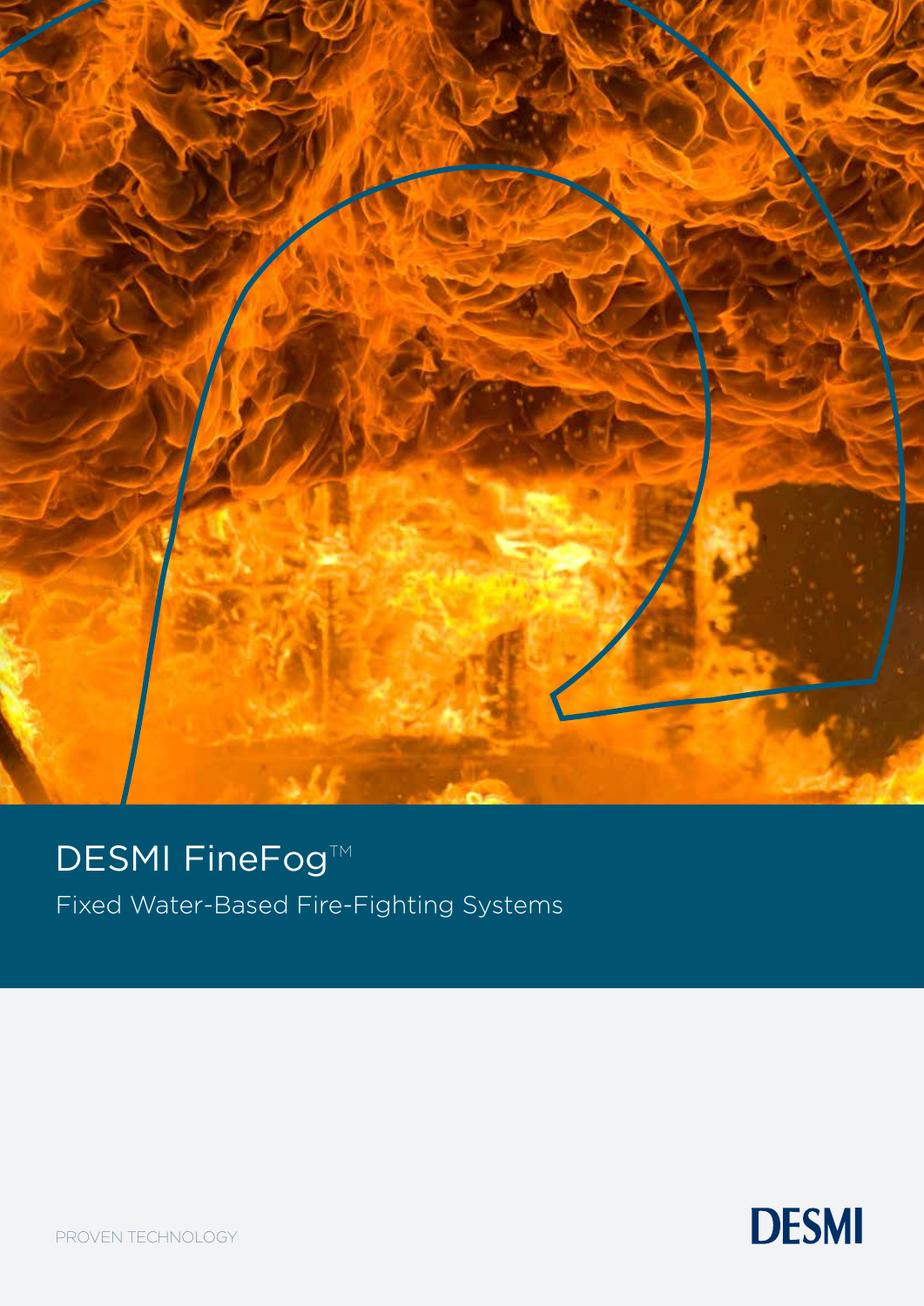# DESMI FineFog™

## Fixed Water-Based Fire-Fighting Systems

PROVEN TECHNOLOGY

DESMI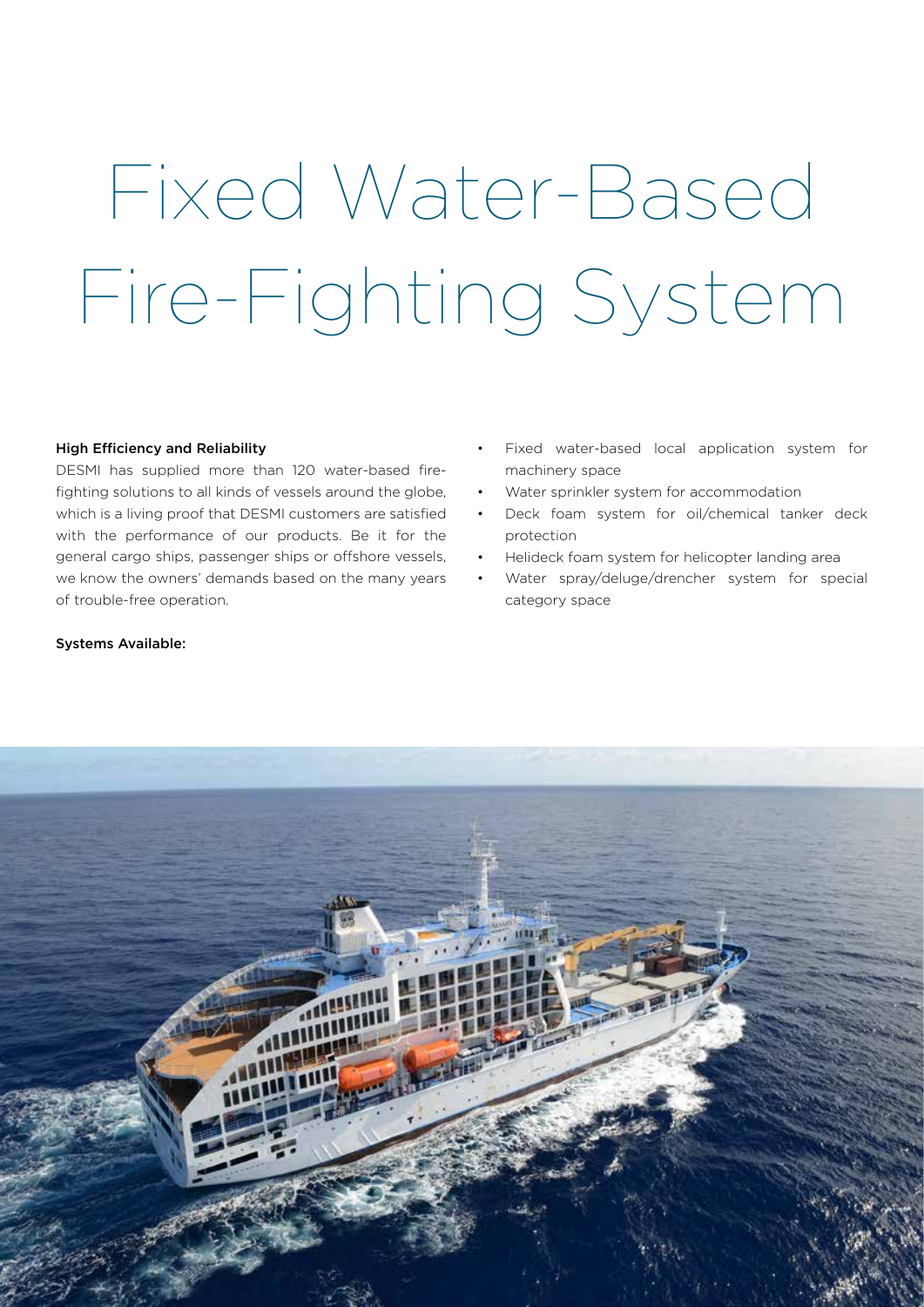# Fixed Water-Based Fire-Fighting System

**High Efficiency and Reliability**

DESMI has supplied more than 120 water-based fire-fighting solutions to all kinds of vessels around the globe, which is a living proof that DESMI customers are satisfied with the performance of our products. Be it for the general cargo ships, passenger ships or offshore vessels, we know the owners' demands based on the many years of trouble-free operation.

**Systems Available:**

- Fixed water-based local application system for machinery space
- Water sprinkler system for accommodation
- Deck foam system for oil/chemical tanker deck protection
- Helideck foam system for helicopter landing area
- Water spray/deluge/drencher system for special category space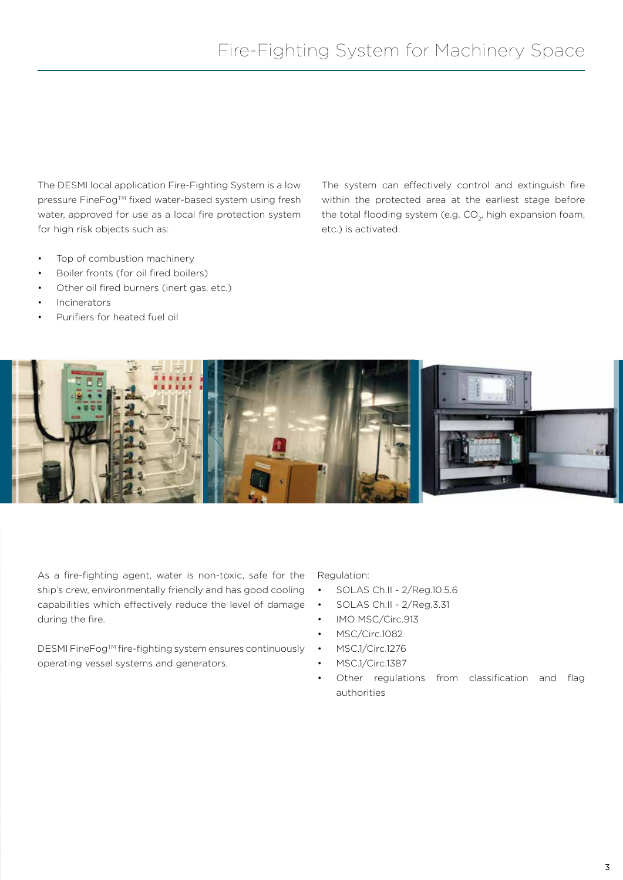# Fire-Fighting System for Machinery Space

The DESMI local application Fire-Fighting System is a low pressure FineFog™ fixed water-based system using fresh water, approved for use as a local fire protection system for high risk objects such as:

- Top of combustion machinery
- Boiler fronts (for oil fired boilers)
- Other oil fired burners (inert gas, etc.)
- Incinerators
- Purifiers for heated fuel oil

The system can effectively control and extinguish fire within the protected area at the earliest stage before the total flooding system (e.g. $CO_2$, high expansion foam, etc.) is activated.

As a fire-fighting agent, water is non-toxic, safe for the ship's crew, environmentally friendly and has good cooling capabilities which effectively reduce the level of damage during the fire.

DESMI FineFog™ fire-fighting system ensures continuously operating vessel systems and generators.

Regulation:

- SOLAS Ch.II - 2/Reg.10.5.6
- SOLAS Ch.II - 2/Reg.3.31
- IMO MSC/Circ.913
- MSC/Circ.1082
- MSC.1/Circ.1276
- MSC.1/Circ.1387
- Other regulations from classification and flag authorities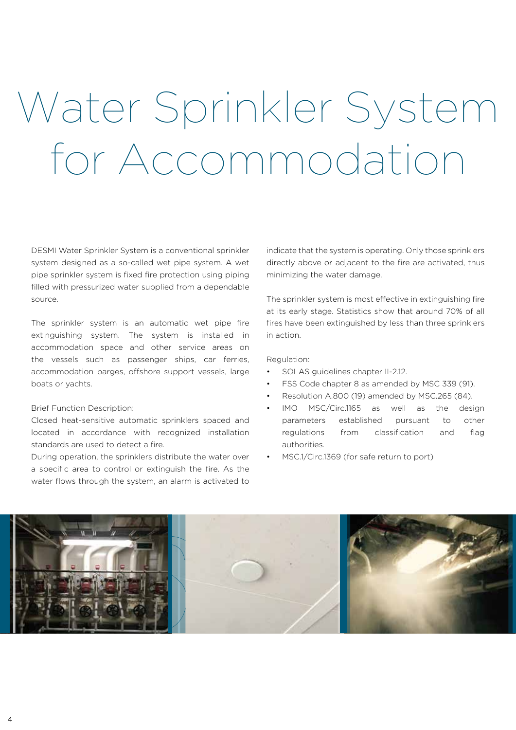# Water Sprinkler System for Accommodation

DESMI Water Sprinkler System is a conventional sprinkler system designed as a so-called wet pipe system. A wet pipe sprinkler system is fixed fire protection using piping filled with pressurized water supplied from a dependable source.

The sprinkler system is an automatic wet pipe fire extinguishing system. The system is installed in accommodation space and other service areas on the vessels such as passenger ships, car ferries, accommodation barges, offshore support vessels, large boats or yachts.

Brief Function Description:
Closed heat-sensitive automatic sprinklers spaced and located in accordance with recognized installation standards are used to detect a fire.
During operation, the sprinklers distribute the water over a specific area to control or extinguish the fire. As the water flows through the system, an alarm is activated to indicate that the system is operating. Only those sprinklers directly above or adjacent to the fire are activated, thus minimizing the water damage.

The sprinkler system is most effective in extinguishing fire at its early stage. Statistics show that around 70% of all fires have been extinguished by less than three sprinklers in action.

Regulation:

- SOLAS guidelines chapter II-2.12.
- FSS Code chapter 8 as amended by MSC 339 (91).
- Resolution A.800 (19) amended by MSC.265 (84).
- IMO MSC/Circ.1165 as well as the design parameters established pursuant to other regulations from classification and flag authorities.
- MSC.1/Circ.1369 (for safe return to port)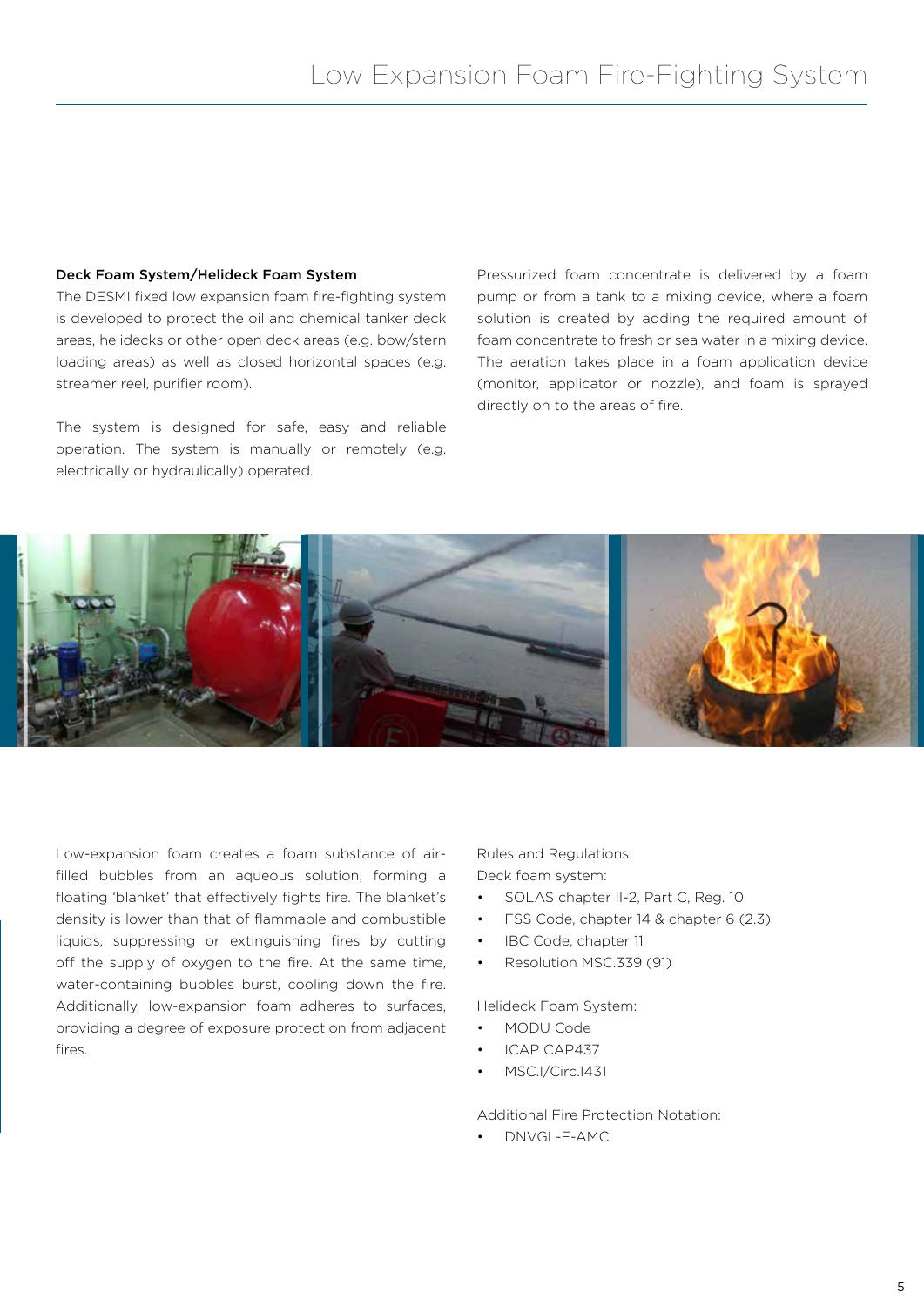## Deck Foam System/Helideck Foam System

The DESMI fixed low expansion foam fire-fighting system is developed to protect the oil and chemical tanker deck areas, helidecks or other open deck areas (e.g. bow/stern loading areas) as well as closed horizontal spaces (e.g. streamer reel, purifier room).

The system is designed for safe, easy and reliable operation. The system is manually or remotely (e.g. electrically or hydraulically) operated.

Pressurized foam concentrate is delivered by a foam pump or from a tank to a mixing device, where a foam solution is created by adding the required amount of foam concentrate to fresh or sea water in a mixing device. The aeration takes place in a foam application device (monitor, applicator or nozzle), and foam is sprayed directly on to the areas of fire.

Low-expansion foam creates a foam substance of air-filled bubbles from an aqueous solution, forming a floating 'blanket' that effectively fights fire. The blanket's density is lower than that of flammable and combustible liquids, suppressing or extinguishing fires by cutting off the supply of oxygen to the fire. At the same time, water-containing bubbles burst, cooling down the fire. Additionally, low-expansion foam adheres to surfaces, providing a degree of exposure protection from adjacent fires.

Rules and Regulations:

Deck foam system:

- SOLAS chapter II-2, Part C, Reg. 10
- FSS Code, chapter 14 & chapter 6 (2.3)
- IBC Code, chapter 11
- Resolution MSC.339 (91)

Helideck Foam System:

- MODU Code
- ICAP CAP437
- MSC.1/Circ.1431

Additional Fire Protection Notation:

- DNVGL-F-AMC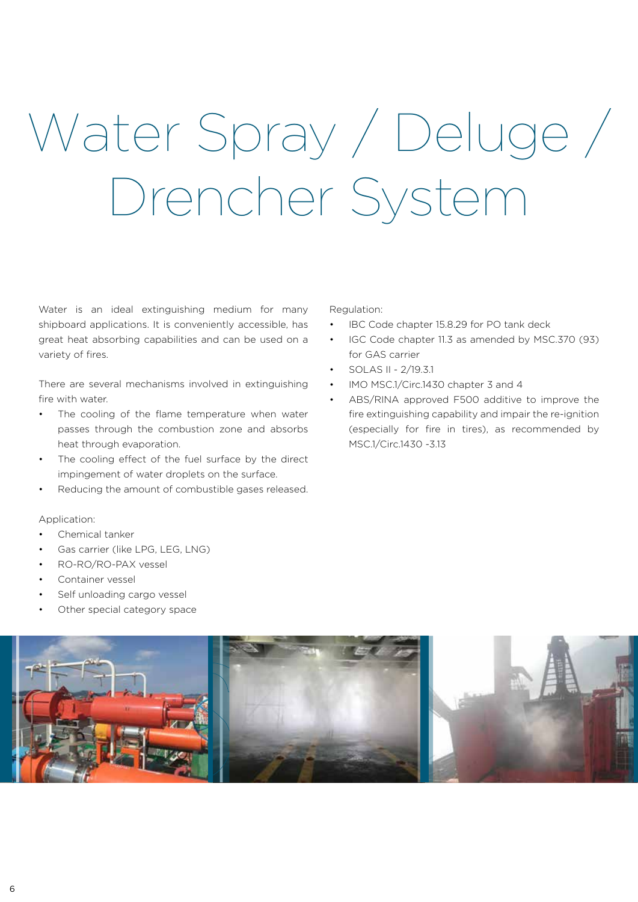# Water Spray / Deluge / Drencher System

Water is an ideal extinguishing medium for many shipboard applications. It is conveniently accessible, has great heat absorbing capabilities and can be used on a variety of fires.

There are several mechanisms involved in extinguishing fire with water.

- The cooling of the flame temperature when water passes through the combustion zone and absorbs heat through evaporation.
- The cooling effect of the fuel surface by the direct impingement of water droplets on the surface.
- Reducing the amount of combustible gases released.

Application:

- Chemical tanker
- Gas carrier (like LPG, LEG, LNG)
- RO-RO/RO-PAX vessel
- Container vessel
- Self unloading cargo vessel
- Other special category space

Regulation:

- IBC Code chapter 15.8.29 for PO tank deck
- IGC Code chapter 11.3 as amended by MSC.370 (93) for GAS carrier
- SOLAS II - 2/19.3.1
- IMO MSC.1/Circ.1430 chapter 3 and 4
- ABS/RINA approved F500 additive to improve the fire extinguishing capability and impair the re-ignition (especially for fire in tires), as recommended by MSC.1/Circ.1430 -3.13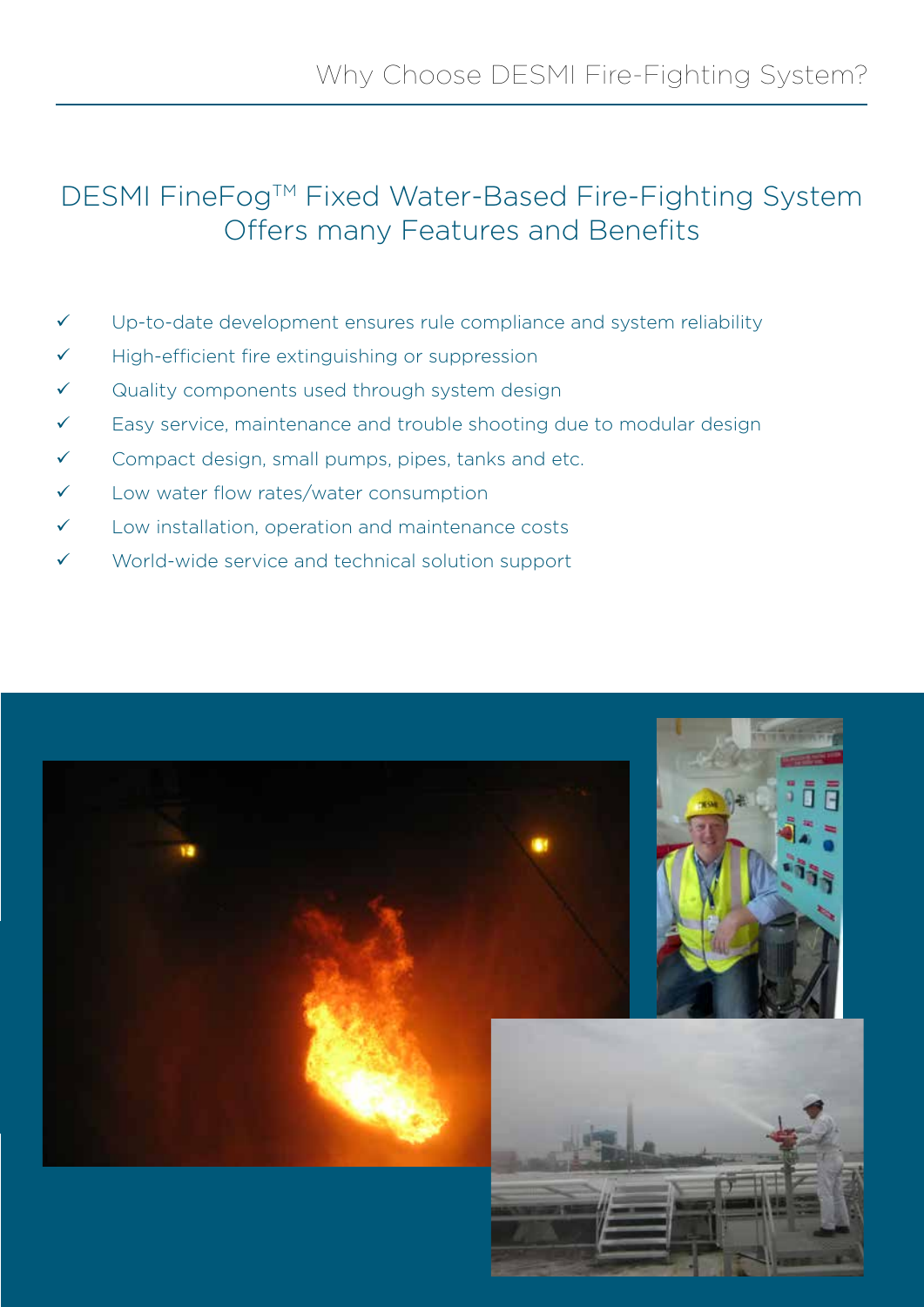## Why Choose DESMI Fire-Fighting System?

# DESMI FineFog™ Fixed Water-Based Fire-Fighting System Offers many Features and Benefits

- ✓ Up-to-date development ensures rule compliance and system reliability
- ✓ High-efficient fire extinguishing or suppression
- ✓ Quality components used through system design
- ✓ Easy service, maintenance and trouble shooting due to modular design
- ✓ Compact design, small pumps, pipes, tanks and etc.
- ✓ Low water flow rates/water consumption
- ✓ Low installation, operation and maintenance costs
- ✓ World-wide service and technical solution support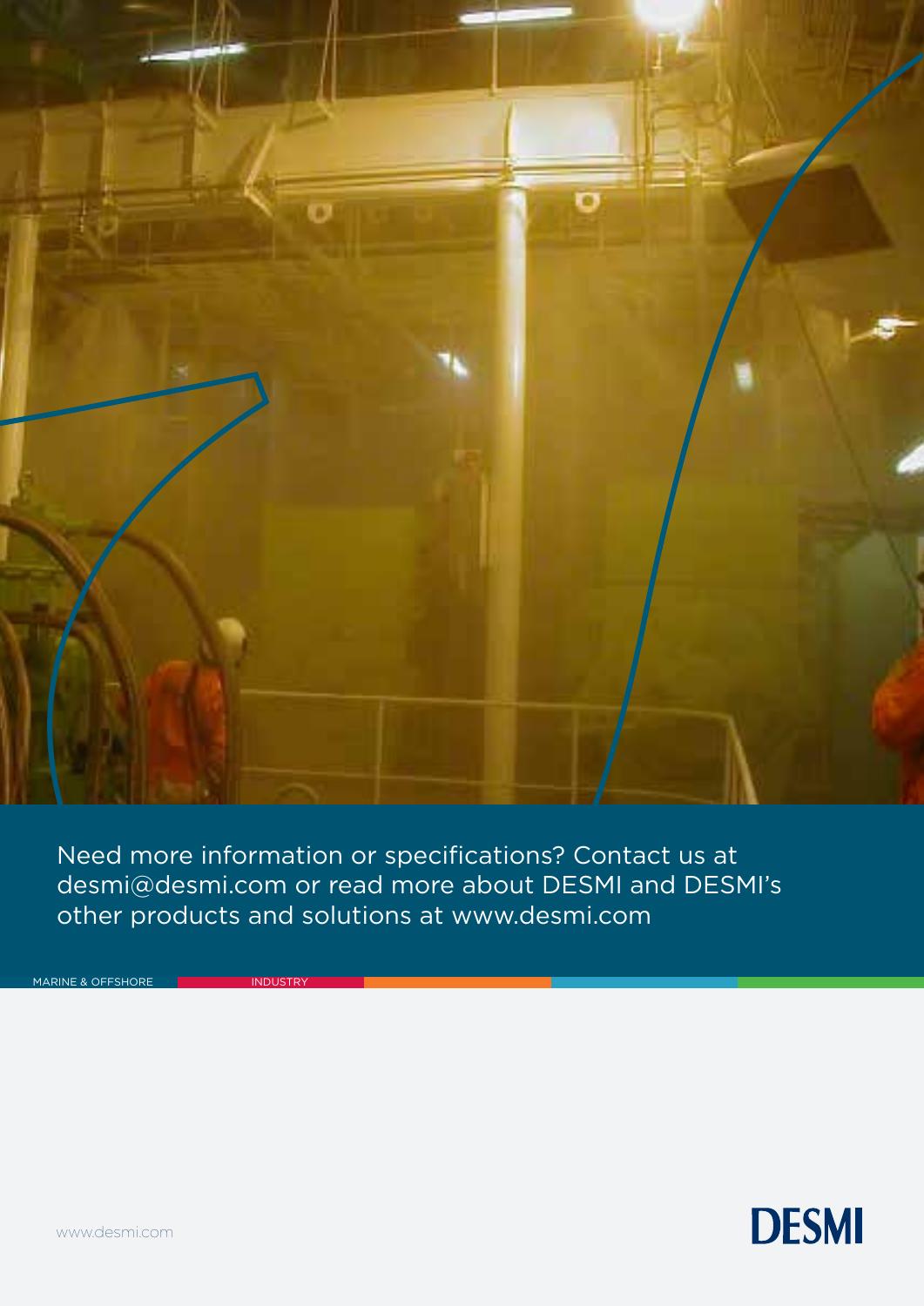Need more information or specifications? Contact us at desmi@desmi.com or read more about DESMI and DESMI's other products and solutions at www.desmi.com

MARINE & OFFSHORE INDUSTRY

www.desmi.com

DESMI